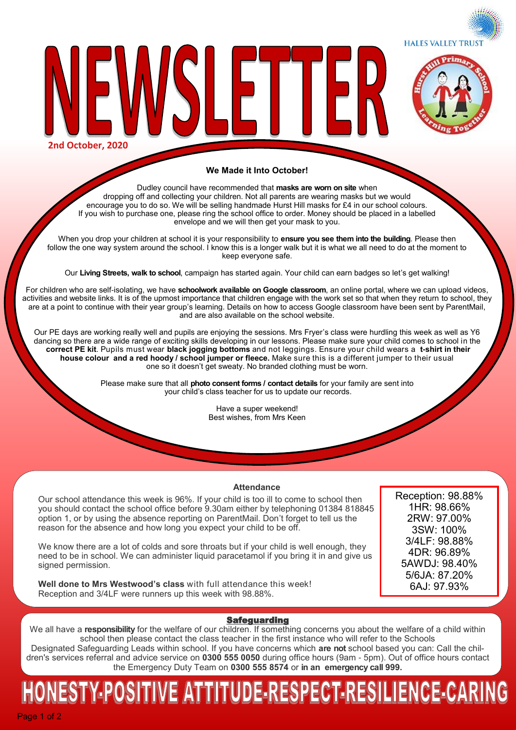# NEWSLETTER

HALES VALLEY TRUST

**2nd October, 2020**

## We Made it Into October!

Dudley council have recommended that **masks are worn on site** when dropping off and collecting your children. Not all parents are wearing masks but we would encourage you to do so. We will be selling handmade Hurst Hill masks for £4 in our school colours. If you wish to purchase one, please ring the school office to order. Money should be placed in a labelled envelope and we will then get your mask to you.

When you drop your children at school it is your responsibility to **ensure you see them into the building**. Please then follow the one way system around the school. I know this is a longer walk but it is what we all need to do at the moment to keep everyone safe.

Our **Living Streets, walk to school**, campaign has started again. Your child can earn badges so let's get walking!

For children who are self-isolating, we have **schoolwork available on Google classroom**, an online portal, where we can upload videos, activities and website links. It is of the upmost importance that children engage with the work set so that when they return to school, they are at a point to continue with their year group's learning. Details on how to access Google classroom have been sent by ParentMail, and are also available on the school website.

Our PE days are working really well and pupils are enjoying the sessions. Mrs Fryer's class were hurdling this week as well as Y6 dancing so there are a wide range of exciting skills developing in our lessons. Please make sure your child comes to school in the **correct PE kit**. Pupils must wear **black jogging bottoms** and not leggings. Ensure your child wears a **t-shirt in their house colour and a red hoody / school jumper or fleece.** Make sure this is a different jumper to their usual one so it doesn't get sweaty. No branded clothing must be worn.

Please make sure that all **photo consent forms / contact details** for your family are sent into your child's class teacher for us to update our records.

Have a super weekend!
Best wishes, from Mrs Keen

## Attendance

Our school attendance this week is 96%. If your child is too ill to come to school then you should contact the school office before 9.30am either by telephoning 01384 818845 option 1, or by using the absence reporting on ParentMail. Don't forget to tell us the reason for the absence and how long you expect your child to be off.

We know there are a lot of colds and sore throats but if your child is well enough, they need to be in school. We can administer liquid paracetamol if you bring it in and give us signed permission.

**Well done to Mrs Westwood's class** with full attendance this week! Reception and 3/4LF were runners up this week with 98.88%.

Reception: 98.88%
1HR: 98.66%
2RW: 97.00%
3SW: 100%
3/4LF: 98.88%
4DR: 96.89%
5AWDJ: 98.40%
5/6JA: 87.20%
6AJ: 97.93%

## Safeguarding

We all have a **responsibility** for the welfare of our children. If something concerns you about the welfare of a child within school then please contact the class teacher in the first instance who will refer to the Schools Designated Safeguarding Leads within school. If you have concerns which **are not** school based you can: Call the children's services referral and advice service on **0300 555 0050** during office hours (9am - 5pm). Out of office hours contact the Emergency Duty Team on **0300 555 8574** or **in an emergency call 999.**

**HONESTY-POSITIVE ATTITUDE-RESPECT-RESILIENCE-CARING**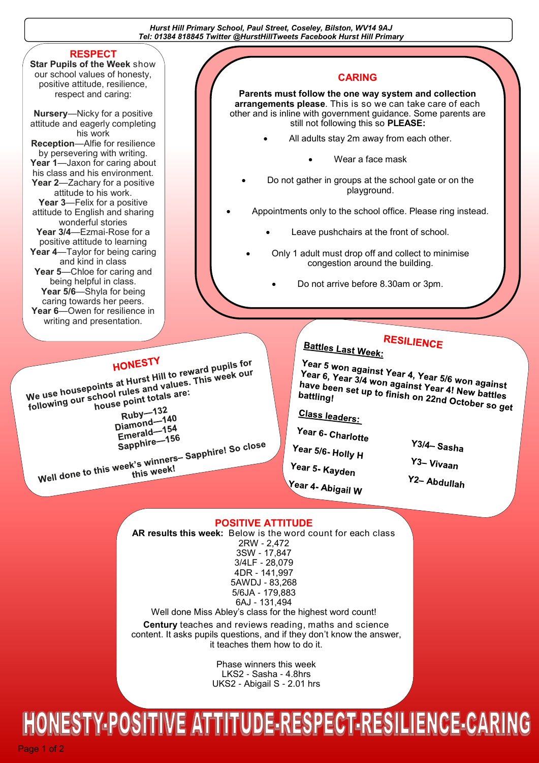Hurst Hill Primary School, Paul Street, Coseley, Bilston, WV14 9AJ
Tel: 01384 818845 Twitter @HurstHillTweets Facebook Hurst Hill Primary

## RESPECT

**Star Pupils of the Week** show our school values of honesty, positive attitude, resilience, respect and caring:

**Nursery**—Nicky for a positive attitude and eagerly completing his work
**Reception**—Alfie for resilience by persevering with writing.
**Year 1**—Jaxon for caring about his class and his environment.
**Year 2**—Zachary for a positive attitude to his work.
**Year 3**—Felix for a positive attitude to English and sharing wonderful stories
**Year 3/4**—Ezmai-Rose for a positive attitude to learning
**Year 4**—Taylor for being caring and kind in class
**Year 5**—Chloe for caring and being helpful in class.
**Year 5/6**—Shyla for being caring towards her peers.
**Year 6**—Owen for resilience in writing and presentation.

## CARING

**Parents must follow the one way system and collection arrangements please**. This is so we can take care of each other and is inline with government guidance. Some parents are still not following this so **PLEASE:**

- All adults stay 2m away from each other.
- Wear a face mask
- Do not gather in groups at the school gate or on the playground.
- Appointments only to the school office. Please ring instead.
- Leave pushchairs at the front of school.
- Only 1 adult must drop off and collect to minimise congestion around the building.
- Do not arrive before 8.30am or 3pm.

## HONESTY

We use housepoints at Hurst Hill to reward pupils for following our school rules and values. This week our house point totals are:

Ruby—132
Diamond—140
Emerald—154
Sapphire—156

Well done to this week's winners– Sapphire! So close this week!

## RESILIENCE

**Battles Last Week:**

**Year 5 won against Year 4, Year 5/6 won against Year 6, Year 3/4 won against Year 4! New battles have been set up to finish on 22nd October so get battling!**

**Class leaders:**

**Year 6- Charlotte**
**Year 5/6- Holly H**
**Year 5- Kayden**
**Year 4- Abigail W**
**Y3/4– Sasha**
**Y3– Vivaan**
**Y2– Abdullah**

## POSITIVE ATTITUDE

**AR results this week:** Below is the word count for each class

2RW - 2,472
3SW - 17,847
3/4LF - 28,079
4DR - 141,997
5AWDJ - 83,268
5/6JA - 179,883
6AJ - 131,494

Well done Miss Abley's class for the highest word count!

**Century** teaches and reviews reading, maths and science content. It asks pupils questions, and if they don't know the answer, it teaches them how to do it.

Phase winners this week
LKS2 - Sasha - 4.8hrs
UKS2 - Abigail S - 2.01 hrs

# HONESTY-POSITIVE ATTITUDE-RESPECT-RESILIENCE-CARING